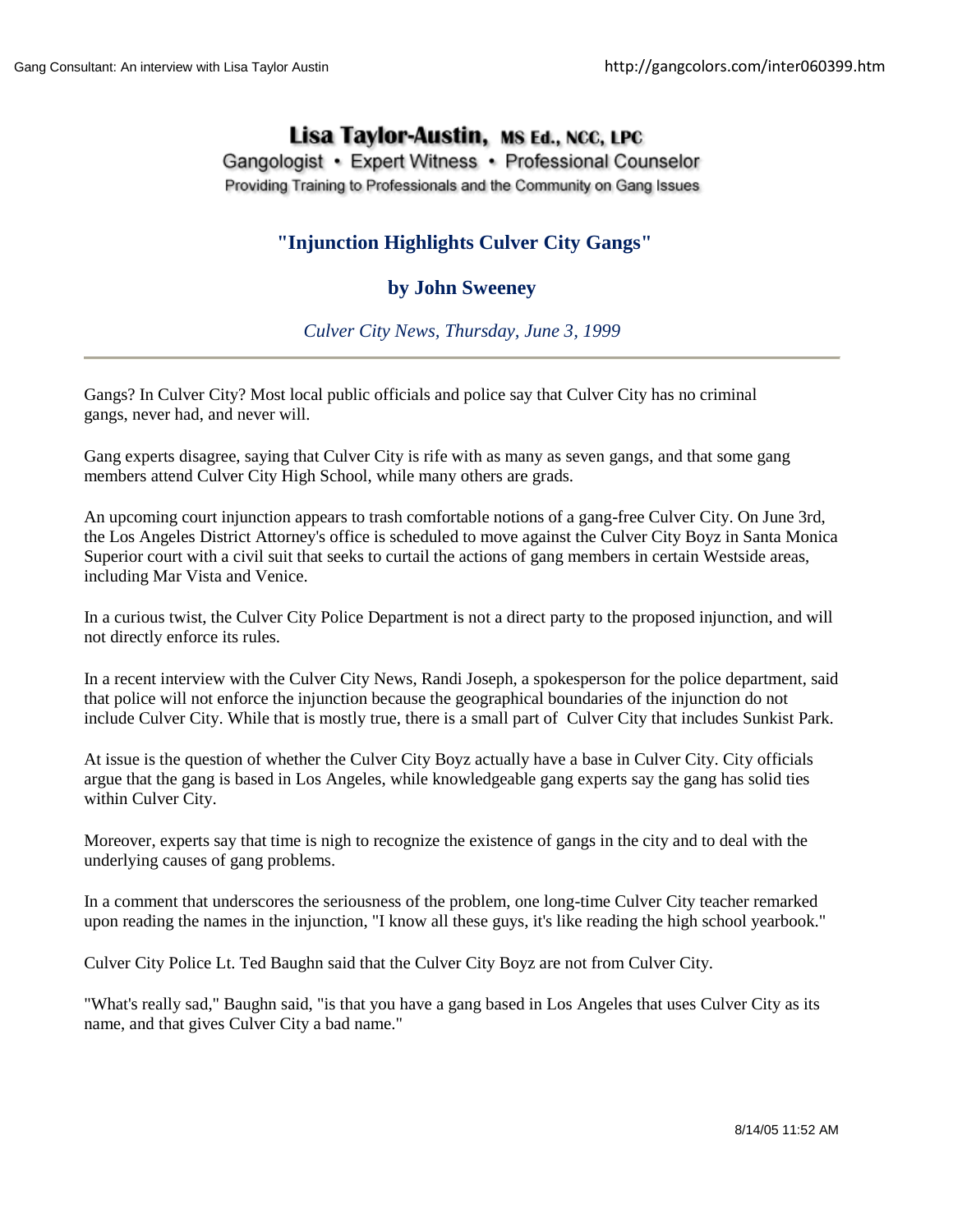# Lisa Taylor-Austin, MS Ed., NCC, LPC

Gangologist • Expert Witness • Professional Counselor

Providing Training to Professionals and the Community on Gang Issues

## "Injunction Highlights Culver City Gangs"

### by John Sweeney

*Culver City News, Thursday, June 3, 1999*

---

Gangs? In Culver City? Most local public officials and police say that Culver City has no criminal gangs, never had, and never will.

Gang experts disagree, saying that Culver City is rife with as many as seven gangs, and that some gang members attend Culver City High School, while many others are grads.

An upcoming court injunction appears to trash comfortable notions of a gang-free Culver City. On June 3rd, the Los Angeles District Attorney's office is scheduled to move against the Culver City Boyz in Santa Monica Superior court with a civil suit that seeks to curtail the actions of gang members in certain Westside areas, including Mar Vista and Venice.

In a curious twist, the Culver City Police Department is not a direct party to the proposed injunction, and will not directly enforce its rules.

In a recent interview with the Culver City News, Randi Joseph, a spokesperson for the police department, said that police will not enforce the injunction because the geographical boundaries of the injunction do not include Culver City. While that is mostly true, there is a small part of Culver City that includes Sunkist Park.

At issue is the question of whether the Culver City Boyz actually have a base in Culver City. City officials argue that the gang is based in Los Angeles, while knowledgeable gang experts say the gang has solid ties within Culver City.

Moreover, experts say that time is nigh to recognize the existence of gangs in the city and to deal with the underlying causes of gang problems.

In a comment that underscores the seriousness of the problem, one long-time Culver City teacher remarked upon reading the names in the injunction, "I know all these guys, it's like reading the high school yearbook."

Culver City Police Lt. Ted Baughn said that the Culver City Boyz are not from Culver City.

"What's really sad," Baughn said, "is that you have a gang based in Los Angeles that uses Culver City as its name, and that gives Culver City a bad name."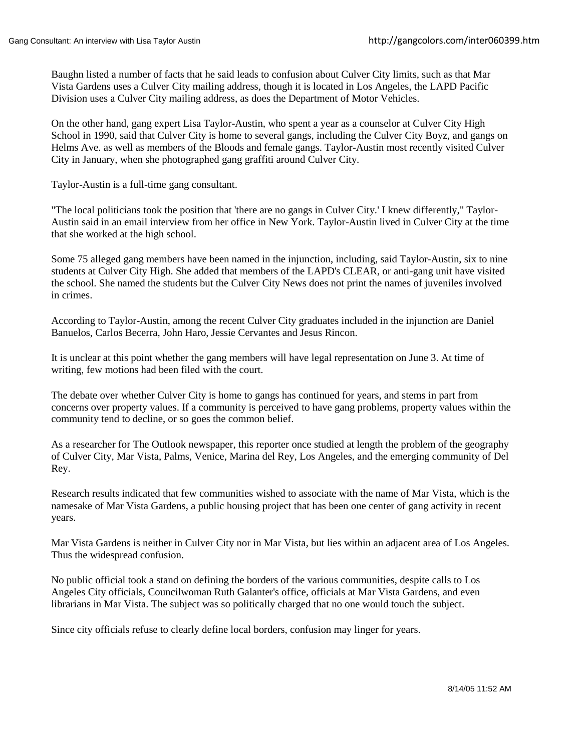Baughn listed a number of facts that he said leads to confusion about Culver City limits, such as that Mar Vista Gardens uses a Culver City mailing address, though it is located in Los Angeles, the LAPD Pacific Division uses a Culver City mailing address, as does the Department of Motor Vehicles.

On the other hand, gang expert Lisa Taylor-Austin, who spent a year as a counselor at Culver City High School in 1990, said that Culver City is home to several gangs, including the Culver City Boyz, and gangs on Helms Ave. as well as members of the Bloods and female gangs. Taylor-Austin most recently visited Culver City in January, when she photographed gang graffiti around Culver City.

Taylor-Austin is a full-time gang consultant.

"The local politicians took the position that 'there are no gangs in Culver City.' I knew differently," Taylor-Austin said in an email interview from her office in New York. Taylor-Austin lived in Culver City at the time that she worked at the high school.

Some 75 alleged gang members have been named in the injunction, including, said Taylor-Austin, six to nine students at Culver City High. She added that members of the LAPD's CLEAR, or anti-gang unit have visited the school. She named the students but the Culver City News does not print the names of juveniles involved in crimes.

According to Taylor-Austin, among the recent Culver City graduates included in the injunction are Daniel Banuelos, Carlos Becerra, John Haro, Jessie Cervantes and Jesus Rincon.

It is unclear at this point whether the gang members will have legal representation on June 3. At time of writing, few motions had been filed with the court.

The debate over whether Culver City is home to gangs has continued for years, and stems in part from concerns over property values. If a community is perceived to have gang problems, property values within the community tend to decline, or so goes the common belief.

As a researcher for The Outlook newspaper, this reporter once studied at length the problem of the geography of Culver City, Mar Vista, Palms, Venice, Marina del Rey, Los Angeles, and the emerging community of Del Rey.

Research results indicated that few communities wished to associate with the name of Mar Vista, which is the namesake of Mar Vista Gardens, a public housing project that has been one center of gang activity in recent years.

Mar Vista Gardens is neither in Culver City nor in Mar Vista, but lies within an adjacent area of Los Angeles. Thus the widespread confusion.

No public official took a stand on defining the borders of the various communities, despite calls to Los Angeles City officials, Councilwoman Ruth Galanter's office, officials at Mar Vista Gardens, and even librarians in Mar Vista. The subject was so politically charged that no one would touch the subject.

Since city officials refuse to clearly define local borders, confusion may linger for years.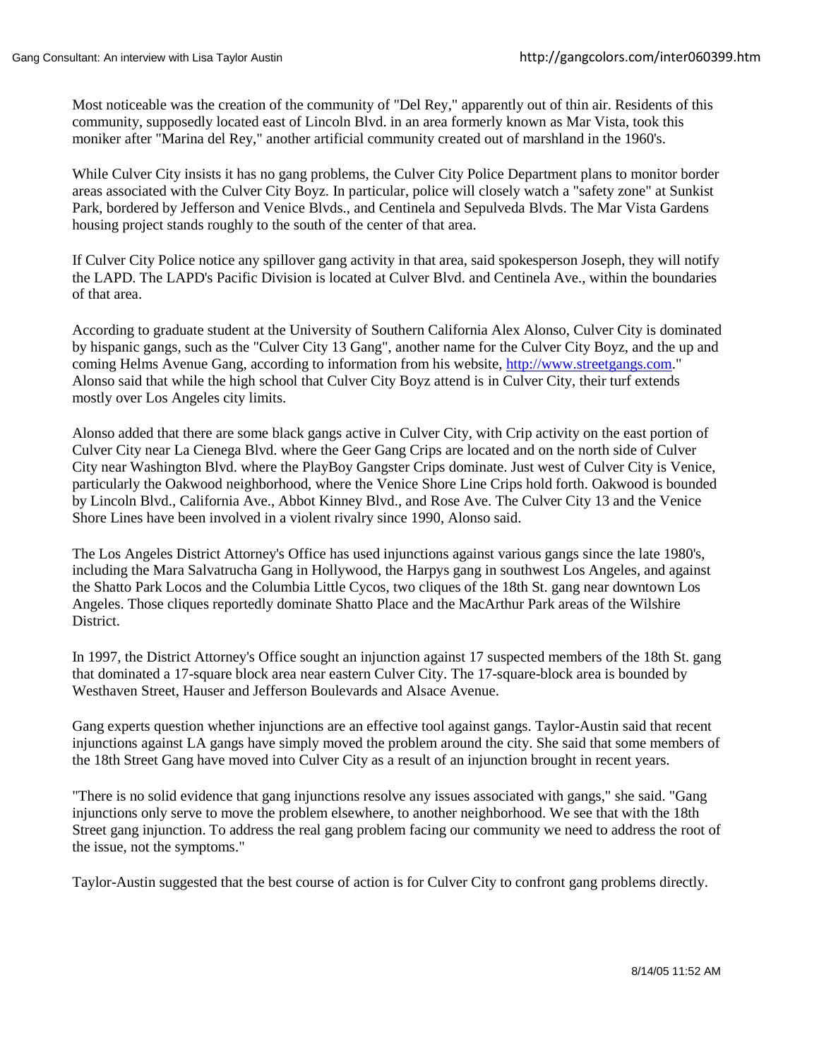Most noticeable was the creation of the community of "Del Rey," apparently out of thin air. Residents of this community, supposedly located east of Lincoln Blvd. in an area formerly known as Mar Vista, took this moniker after "Marina del Rey," another artificial community created out of marshland in the 1960's.

While Culver City insists it has no gang problems, the Culver City Police Department plans to monitor border areas associated with the Culver City Boyz. In particular, police will closely watch a "safety zone" at Sunkist Park, bordered by Jefferson and Venice Blvds., and Centinela and Sepulveda Blvds. The Mar Vista Gardens housing project stands roughly to the south of the center of that area.

If Culver City Police notice any spillover gang activity in that area, said spokesperson Joseph, they will notify the LAPD. The LAPD's Pacific Division is located at Culver Blvd. and Centinela Ave., within the boundaries of that area.

According to graduate student at the University of Southern California Alex Alonso, Culver City is dominated by hispanic gangs, such as the "Culver City 13 Gang", another name for the Culver City Boyz, and the up and coming Helms Avenue Gang, according to information from his website, http://www.streetgangs.com." Alonso said that while the high school that Culver City Boyz attend is in Culver City, their turf extends mostly over Los Angeles city limits.

Alonso added that there are some black gangs active in Culver City, with Crip activity on the east portion of Culver City near La Cienega Blvd. where the Geer Gang Crips are located and on the north side of Culver City near Washington Blvd. where the PlayBoy Gangster Crips dominate. Just west of Culver City is Venice, particularly the Oakwood neighborhood, where the Venice Shore Line Crips hold forth. Oakwood is bounded by Lincoln Blvd., California Ave., Abbot Kinney Blvd., and Rose Ave. The Culver City 13 and the Venice Shore Lines have been involved in a violent rivalry since 1990, Alonso said.

The Los Angeles District Attorney's Office has used injunctions against various gangs since the late 1980's, including the Mara Salvatrucha Gang in Hollywood, the Harpys gang in southwest Los Angeles, and against the Shatto Park Locos and the Columbia Little Cycos, two cliques of the 18th St. gang near downtown Los Angeles. Those cliques reportedly dominate Shatto Place and the MacArthur Park areas of the Wilshire District.

In 1997, the District Attorney's Office sought an injunction against 17 suspected members of the 18th St. gang that dominated a 17-square block area near eastern Culver City. The 17-square-block area is bounded by Westhaven Street, Hauser and Jefferson Boulevards and Alsace Avenue.

Gang experts question whether injunctions are an effective tool against gangs. Taylor-Austin said that recent injunctions against LA gangs have simply moved the problem around the city. She said that some members of the 18th Street Gang have moved into Culver City as a result of an injunction brought in recent years.

"There is no solid evidence that gang injunctions resolve any issues associated with gangs," she said. "Gang injunctions only serve to move the problem elsewhere, to another neighborhood. We see that with the 18th Street gang injunction. To address the real gang problem facing our community we need to address the root of the issue, not the symptoms."

Taylor-Austin suggested that the best course of action is for Culver City to confront gang problems directly.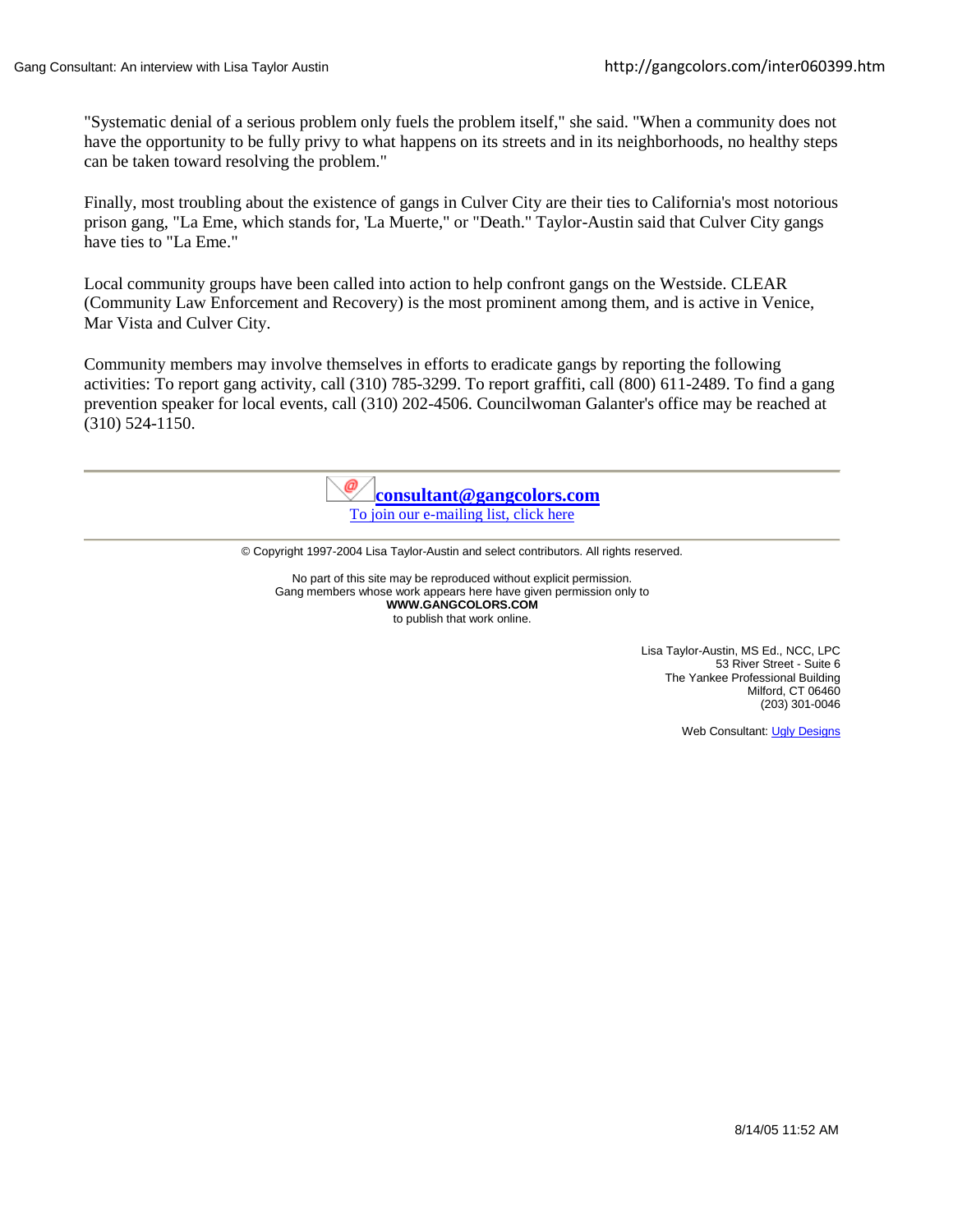"Systematic denial of a serious problem only fuels the problem itself," she said. "When a community does not have the opportunity to be fully privy to what happens on its streets and in its neighborhoods, no healthy steps can be taken toward resolving the problem."

Finally, most troubling about the existence of gangs in Culver City are their ties to California's most notorious prison gang, "La Eme, which stands for, 'La Muerte," or "Death." Taylor-Austin said that Culver City gangs have ties to "La Eme."

Local community groups have been called into action to help confront gangs on the Westside. CLEAR (Community Law Enforcement and Recovery) is the most prominent among them, and is active in Venice, Mar Vista and Culver City.

Community members may involve themselves in efforts to eradicate gangs by reporting the following activities: To report gang activity, call (310) 785-3299. To report graffiti, call (800) 611-2489. To find a gang prevention speaker for local events, call (310) 202-4506. Councilwoman Galanter's office may be reached at (310) 524-1150.

---

**consultant@gangcolors.com**

To join our e-mailing list, click here

---

© Copyright 1997-2004 Lisa Taylor-Austin and select contributors. All rights reserved.

No part of this site may be reproduced without explicit permission.
Gang members whose work appears here have given permission only to
**WWW.GANGCOLORS.COM**
to publish that work online.

Lisa Taylor-Austin, MS Ed., NCC, LPC
53 River Street - Suite 6
The Yankee Professional Building
Milford, CT 06460
(203) 301-0046

Web Consultant: Ugly Designs